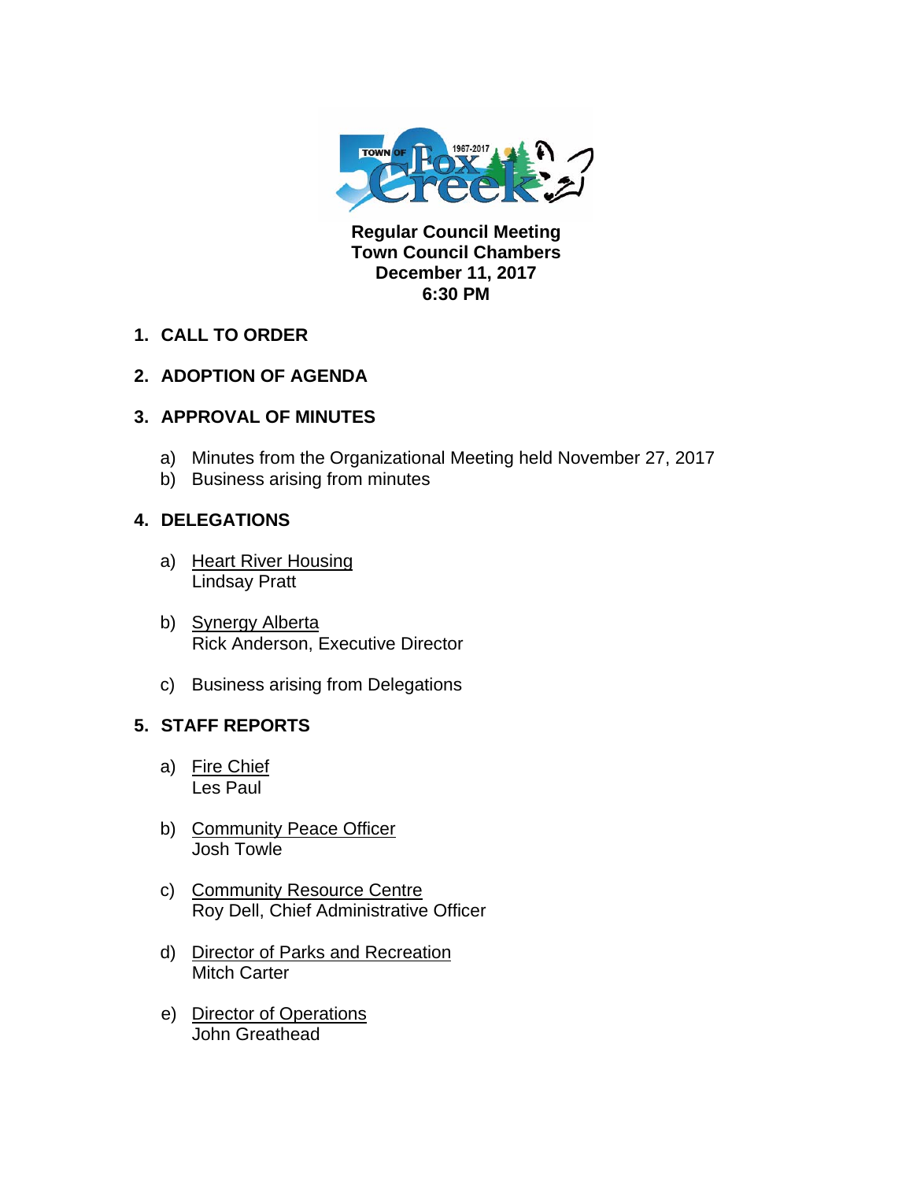**Regular Council Meeting**
**Town Council Chambers**
**December 11, 2017**
**6:30 PM**

1. **CALL TO ORDER**

2. **ADOPTION OF AGENDA**

3. **APPROVAL OF MINUTES**

   a) Minutes from the Organizational Meeting held November 27, 2017
   b) Business arising from minutes

4. **DELEGATIONS**

   a) Heart River Housing
   Lindsay Pratt

   b) Synergy Alberta
   Rick Anderson, Executive Director

   c) Business arising from Delegations

5. **STAFF REPORTS**

   a) Fire Chief
   Les Paul

   b) Community Peace Officer
   Josh Towle

   c) Community Resource Centre
   Roy Dell, Chief Administrative Officer

   d) Director of Parks and Recreation
   Mitch Carter

   e) Director of Operations
   John Greathead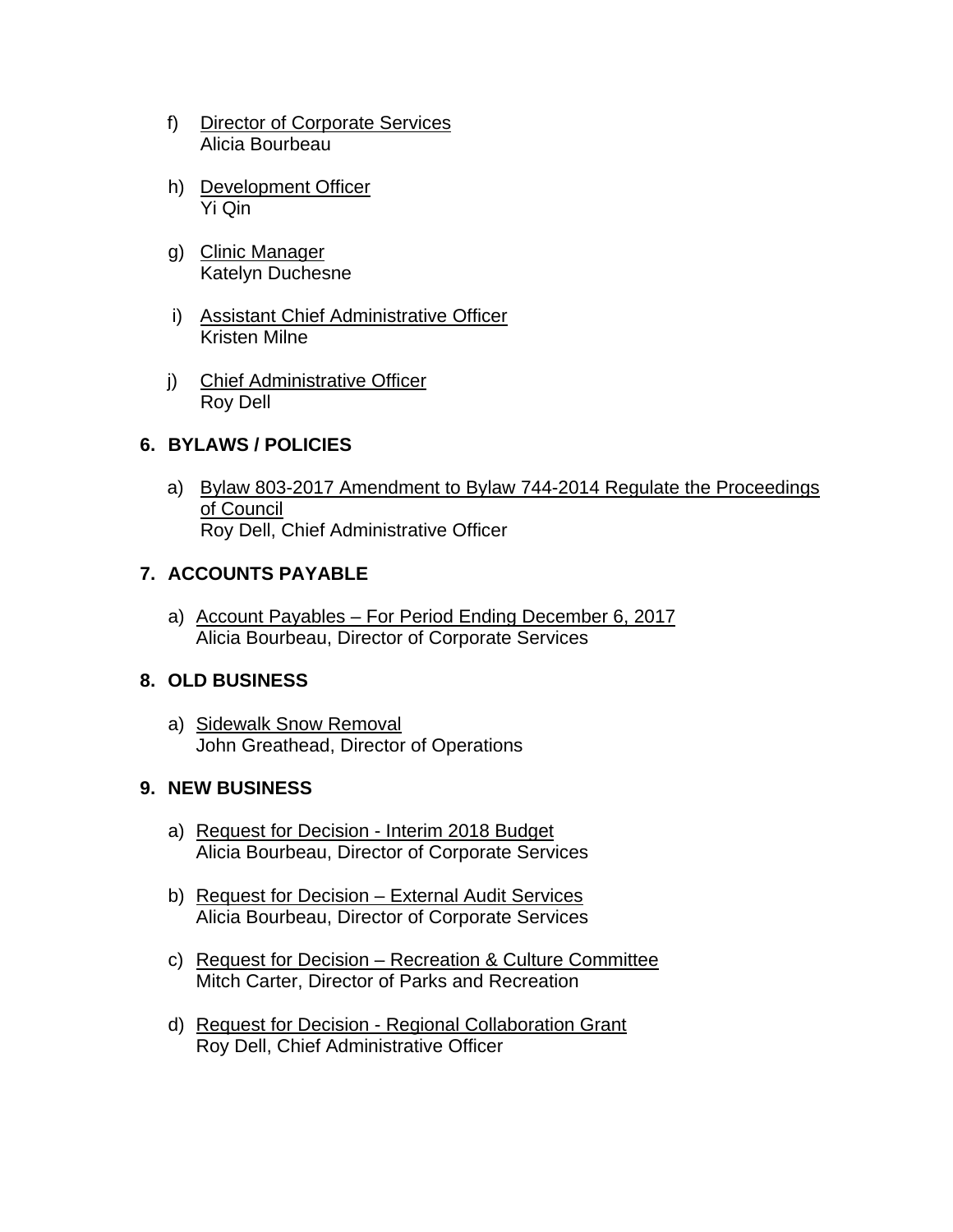f) Director of Corporate Services
Alicia Bourbeau

h) Development Officer
Yi Qin

g) Clinic Manager
Katelyn Duchesne

i) Assistant Chief Administrative Officer
Kristen Milne

j) Chief Administrative Officer
Roy Dell

## 6. BYLAWS / POLICIES

a) Bylaw 803-2017 Amendment to Bylaw 744-2014 Regulate the Proceedings of Council
Roy Dell, Chief Administrative Officer

## 7. ACCOUNTS PAYABLE

a) Account Payables – For Period Ending December 6, 2017
Alicia Bourbeau, Director of Corporate Services

## 8. OLD BUSINESS

a) Sidewalk Snow Removal
John Greathead, Director of Operations

## 9. NEW BUSINESS

a) Request for Decision - Interim 2018 Budget
Alicia Bourbeau, Director of Corporate Services

b) Request for Decision – External Audit Services
Alicia Bourbeau, Director of Corporate Services

c) Request for Decision – Recreation & Culture Committee
Mitch Carter, Director of Parks and Recreation

d) Request for Decision - Regional Collaboration Grant
Roy Dell, Chief Administrative Officer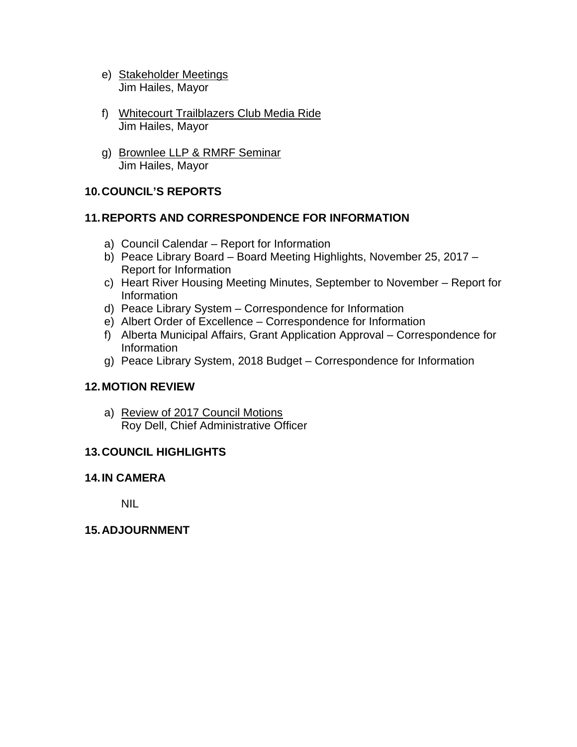e) Stakeholder Meetings
   Jim Hailes, Mayor

f) Whitecourt Trailblazers Club Media Ride
   Jim Hailes, Mayor

g) Brownlee LLP & RMRF Seminar
   Jim Hailes, Mayor

**10. COUNCIL'S REPORTS**

**11. REPORTS AND CORRESPONDENCE FOR INFORMATION**

a) Council Calendar – Report for Information
b) Peace Library Board – Board Meeting Highlights, November 25, 2017 – Report for Information
c) Heart River Housing Meeting Minutes, September to November – Report for Information
d) Peace Library System – Correspondence for Information
e) Albert Order of Excellence – Correspondence for Information
f) Alberta Municipal Affairs, Grant Application Approval – Correspondence for Information
g) Peace Library System, 2018 Budget – Correspondence for Information

**12. MOTION REVIEW**

a) Review of 2017 Council Motions
   Roy Dell, Chief Administrative Officer

**13. COUNCIL HIGHLIGHTS**

**14. IN CAMERA**

NIL

**15. ADJOURNMENT**